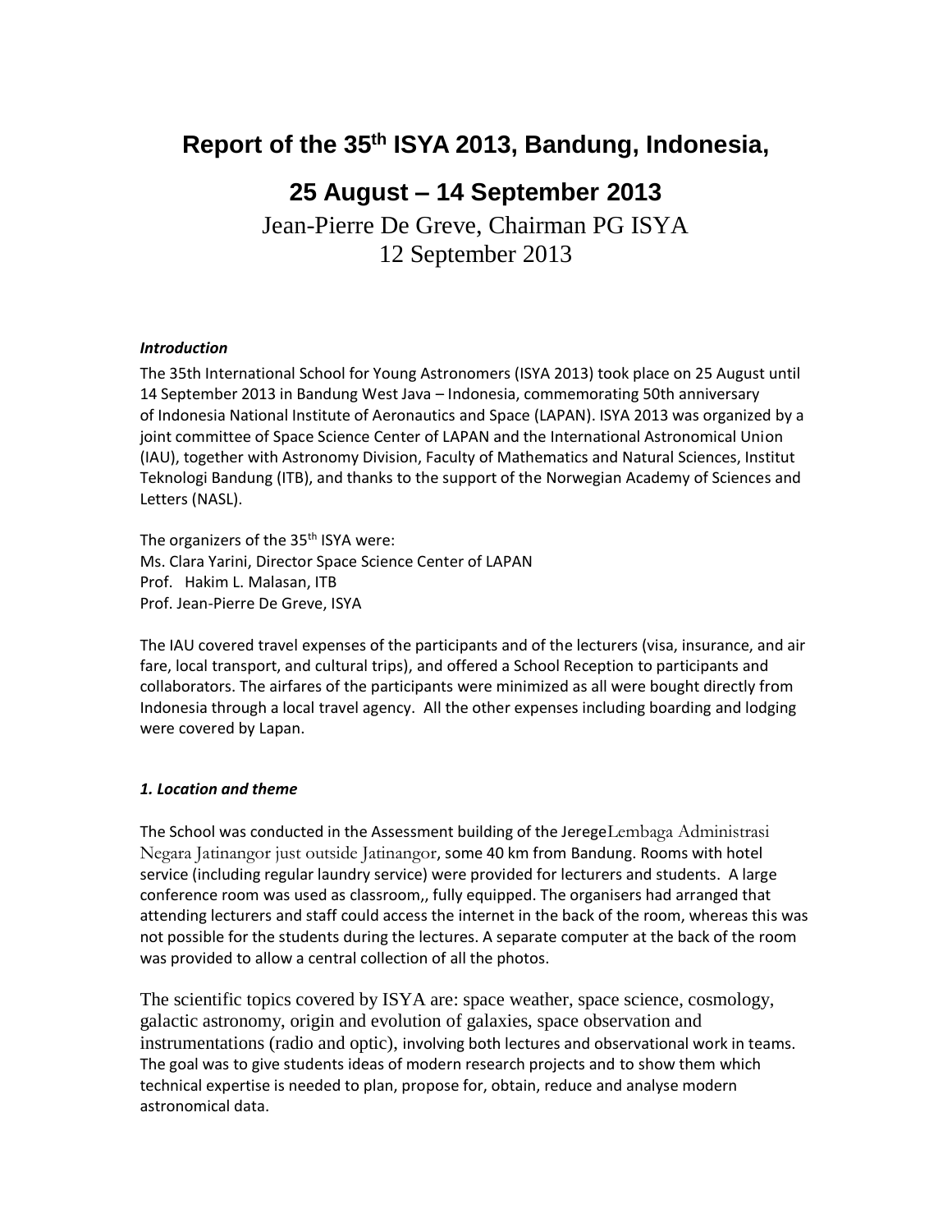# Report of the 35th ISYA 2013, Bandung, Indonesia,

## 25 August – 14 September 2013

Jean-Pierre De Greve, Chairman PG ISYA
12 September 2013

***Introduction***

The 35th International School for Young Astronomers (ISYA 2013) took place on 25 August until 14 September 2013 in Bandung West Java – Indonesia, commemorating 50th anniversary of Indonesia National Institute of Aeronautics and Space (LAPAN). ISYA 2013 was organized by a joint committee of Space Science Center of LAPAN and the International Astronomical Union (IAU), together with Astronomy Division, Faculty of Mathematics and Natural Sciences, Institut Teknologi Bandung (ITB), and thanks to the support of the Norwegian Academy of Sciences and Letters (NASL).

The organizers of the 35th ISYA were:
Ms. Clara Yarini, Director Space Science Center of LAPAN
Prof. Hakim L. Malasan, ITB
Prof. Jean-Pierre De Greve, ISYA

The IAU covered travel expenses of the participants and of the lecturers (visa, insurance, and air fare, local transport, and cultural trips), and offered a School Reception to participants and collaborators. The airfares of the participants were minimized as all were bought directly from Indonesia through a local travel agency. All the other expenses including boarding and lodging were covered by Lapan.

***1. Location and theme***

The School was conducted in the Assessment building of the JeregeLembaga Administrasi Negara Jatinangor just outside Jatinangor, some 40 km from Bandung. Rooms with hotel service (including regular laundry service) were provided for lecturers and students. A large conference room was used as classroom,, fully equipped. The organisers had arranged that attending lecturers and staff could access the internet in the back of the room, whereas this was not possible for the students during the lectures. A separate computer at the back of the room was provided to allow a central collection of all the photos.

The scientific topics covered by ISYA are: space weather, space science, cosmology, galactic astronomy, origin and evolution of galaxies, space observation and instrumentations (radio and optic), involving both lectures and observational work in teams. The goal was to give students ideas of modern research projects and to show them which technical expertise is needed to plan, propose for, obtain, reduce and analyse modern astronomical data.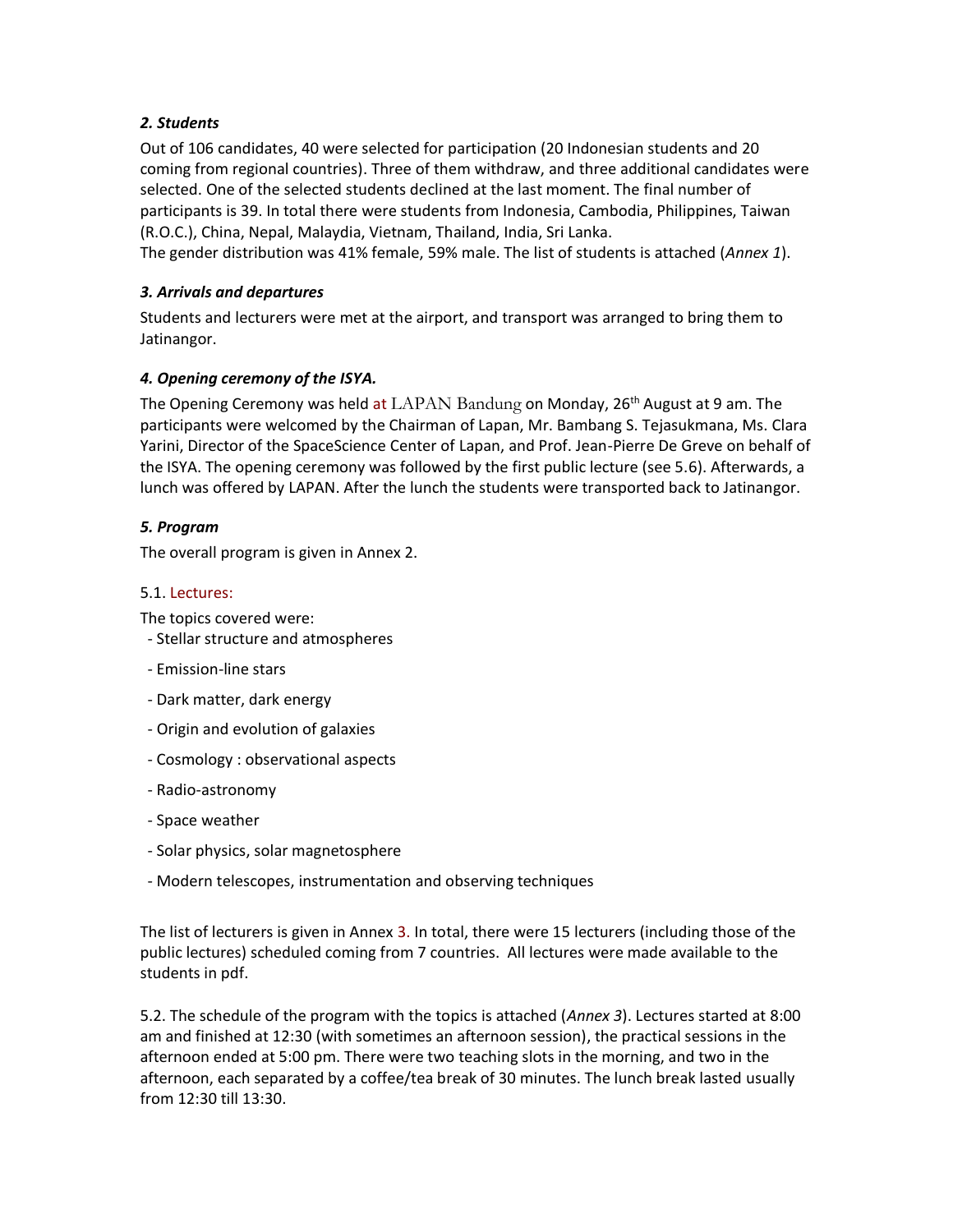### *2. Students*

Out of 106 candidates, 40 were selected for participation (20 Indonesian students and 20 coming from regional countries). Three of them withdraw, and three additional candidates were selected. One of the selected students declined at the last moment. The final number of participants is 39. In total there were students from Indonesia, Cambodia, Philippines, Taiwan (R.O.C.), China, Nepal, Malaydia, Vietnam, Thailand, India, Sri Lanka.
The gender distribution was 41% female, 59% male. The list of students is attached (*Annex 1*).

### *3. Arrivals and departures*

Students and lecturers were met at the airport, and transport was arranged to bring them to Jatinangor.

### *4. Opening ceremony of the ISYA.*

The Opening Ceremony was held at LAPAN Bandung on Monday, 26th August at 9 am. The participants were welcomed by the Chairman of Lapan, Mr. Bambang S. Tejasukmana, Ms. Clara Yarini, Director of the SpaceScience Center of Lapan, and Prof. Jean-Pierre De Greve on behalf of the ISYA. The opening ceremony was followed by the first public lecture (see 5.6). Afterwards, a lunch was offered by LAPAN. After the lunch the students were transported back to Jatinangor.

### *5. Program*

The overall program is given in Annex 2.

5.1. Lectures:

The topics covered were:

- Stellar structure and atmospheres
- Emission-line stars
- Dark matter, dark energy
- Origin and evolution of galaxies
- Cosmology : observational aspects
- Radio-astronomy
- Space weather
- Solar physics, solar magnetosphere
- Modern telescopes, instrumentation and observing techniques

The list of lecturers is given in Annex 3. In total, there were 15 lecturers (including those of the public lectures) scheduled coming from 7 countries. All lectures were made available to the students in pdf.

5.2. The schedule of the program with the topics is attached (*Annex 3*). Lectures started at 8:00 am and finished at 12:30 (with sometimes an afternoon session), the practical sessions in the afternoon ended at 5:00 pm. There were two teaching slots in the morning, and two in the afternoon, each separated by a coffee/tea break of 30 minutes. The lunch break lasted usually from 12:30 till 13:30.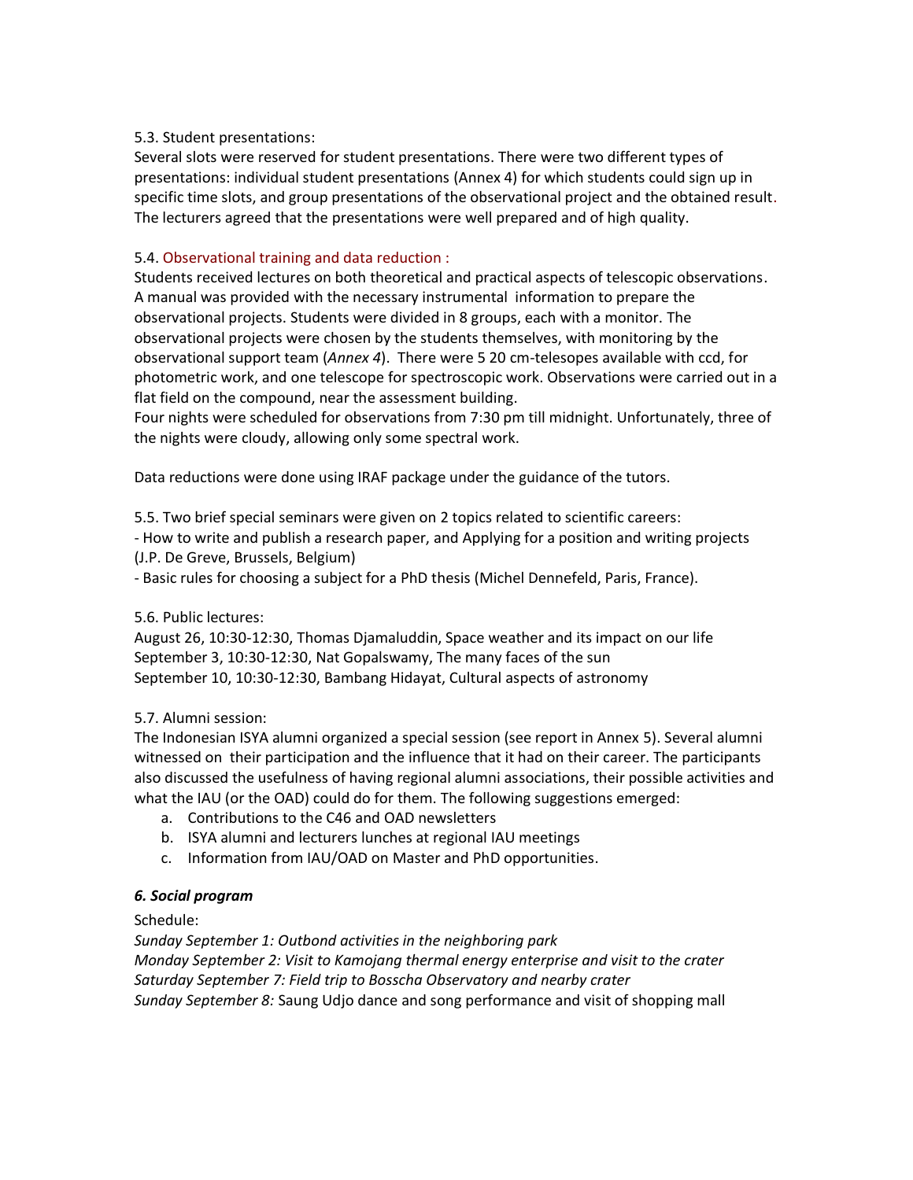5.3. Student presentations:
Several slots were reserved for student presentations. There were two different types of presentations: individual student presentations (Annex 4) for which students could sign up in specific time slots, and group presentations of the observational project and the obtained result. The lecturers agreed that the presentations were well prepared and of high quality.

5.4. Observational training and data reduction :
Students received lectures on both theoretical and practical aspects of telescopic observations. A manual was provided with the necessary instrumental information to prepare the observational projects. Students were divided in 8 groups, each with a monitor. The observational projects were chosen by the students themselves, with monitoring by the observational support team (*Annex 4*). There were 5 20 cm-telesopes available with ccd, for photometric work, and one telescope for spectroscopic work. Observations were carried out in a flat field on the compound, near the assessment building.
Four nights were scheduled for observations from 7:30 pm till midnight. Unfortunately, three of the nights were cloudy, allowing only some spectral work.

Data reductions were done using IRAF package under the guidance of the tutors.

5.5. Two brief special seminars were given on 2 topics related to scientific careers:
- How to write and publish a research paper, and Applying for a position and writing projects (J.P. De Greve, Brussels, Belgium)
- Basic rules for choosing a subject for a PhD thesis (Michel Dennefeld, Paris, France).

5.6. Public lectures:
August 26, 10:30-12:30, Thomas Djamaluddin, Space weather and its impact on our life
September 3, 10:30-12:30, Nat Gopalswamy, The many faces of the sun
September 10, 10:30-12:30, Bambang Hidayat, Cultural aspects of astronomy

5.7. Alumni session:
The Indonesian ISYA alumni organized a special session (see report in Annex 5). Several alumni witnessed on their participation and the influence that it had on their career. The participants also discussed the usefulness of having regional alumni associations, their possible activities and what the IAU (or the OAD) could do for them. The following suggestions emerged:

a. Contributions to the C46 and OAD newsletters
b. ISYA alumni and lecturers lunches at regional IAU meetings
c. Information from IAU/OAD on Master and PhD opportunities.

### *6. Social program*

Schedule:
*Sunday September 1: Outbond activities in the neighboring park*
*Monday September 2: Visit to Kamojang thermal energy enterprise and visit to the crater*
*Saturday September 7: Field trip to Bosscha Observatory and nearby crater*
*Sunday September 8:* Saung Udjo dance and song performance and visit of shopping mall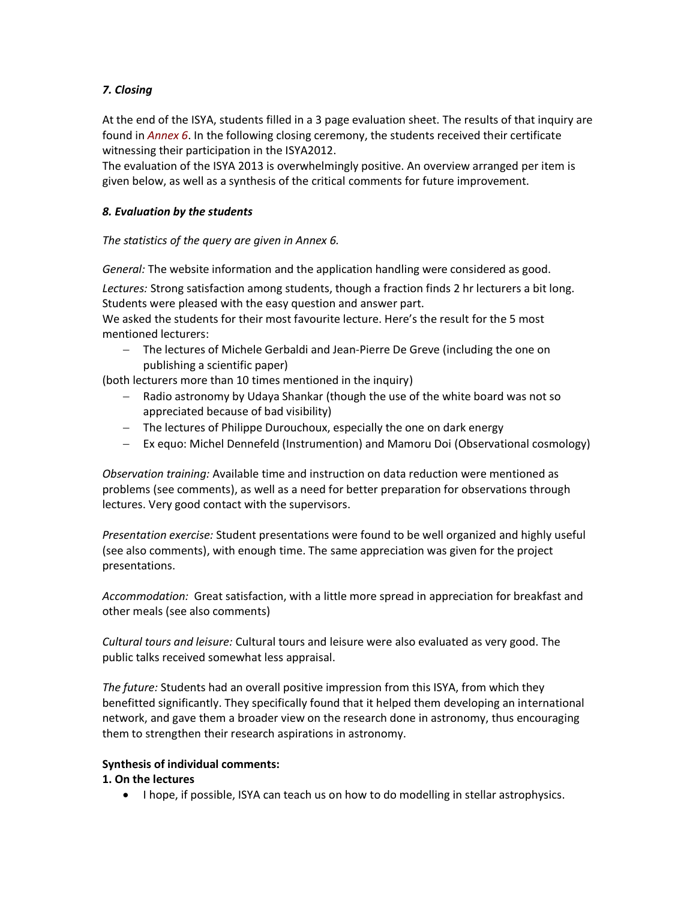### *7. Closing*

At the end of the ISYA, students filled in a 3 page evaluation sheet. The results of that inquiry are found in *Annex 6*. In the following closing ceremony, the students received their certificate witnessing their participation in the ISYA2012.
The evaluation of the ISYA 2013 is overwhelmingly positive. An overview arranged per item is given below, as well as a synthesis of the critical comments for future improvement.

### *8. Evaluation by the students*

*The statistics of the query are given in Annex 6.*

*General:* The website information and the application handling were considered as good.

*Lectures:* Strong satisfaction among students, though a fraction finds 2 hr lecturers a bit long. Students were pleased with the easy question and answer part.
We asked the students for their most favourite lecture. Here's the result for the 5 most mentioned lecturers:

- The lectures of Michele Gerbaldi and Jean-Pierre De Greve (including the one on publishing a scientific paper)

(both lecturers more than 10 times mentioned in the inquiry)

- Radio astronomy by Udaya Shankar (though the use of the white board was not so appreciated because of bad visibility)
- The lectures of Philippe Durouchoux, especially the one on dark energy
- Ex equo: Michel Dennefeld (Instrumention) and Mamoru Doi (Observational cosmology)

*Observation training:* Available time and instruction on data reduction were mentioned as problems (see comments), as well as a need for better preparation for observations through lectures. Very good contact with the supervisors.

*Presentation exercise:* Student presentations were found to be well organized and highly useful (see also comments), with enough time. The same appreciation was given for the project presentations.

*Accommodation:* Great satisfaction, with a little more spread in appreciation for breakfast and other meals (see also comments)

*Cultural tours and leisure:* Cultural tours and leisure were also evaluated as very good. The public talks received somewhat less appraisal.

*The future:* Students had an overall positive impression from this ISYA, from which they benefitted significantly. They specifically found that it helped them developing an international network, and gave them a broader view on the research done in astronomy, thus encouraging them to strengthen their research aspirations in astronomy.

**Synthesis of individual comments:**

**1. On the lectures**

- I hope, if possible, ISYA can teach us on how to do modelling in stellar astrophysics.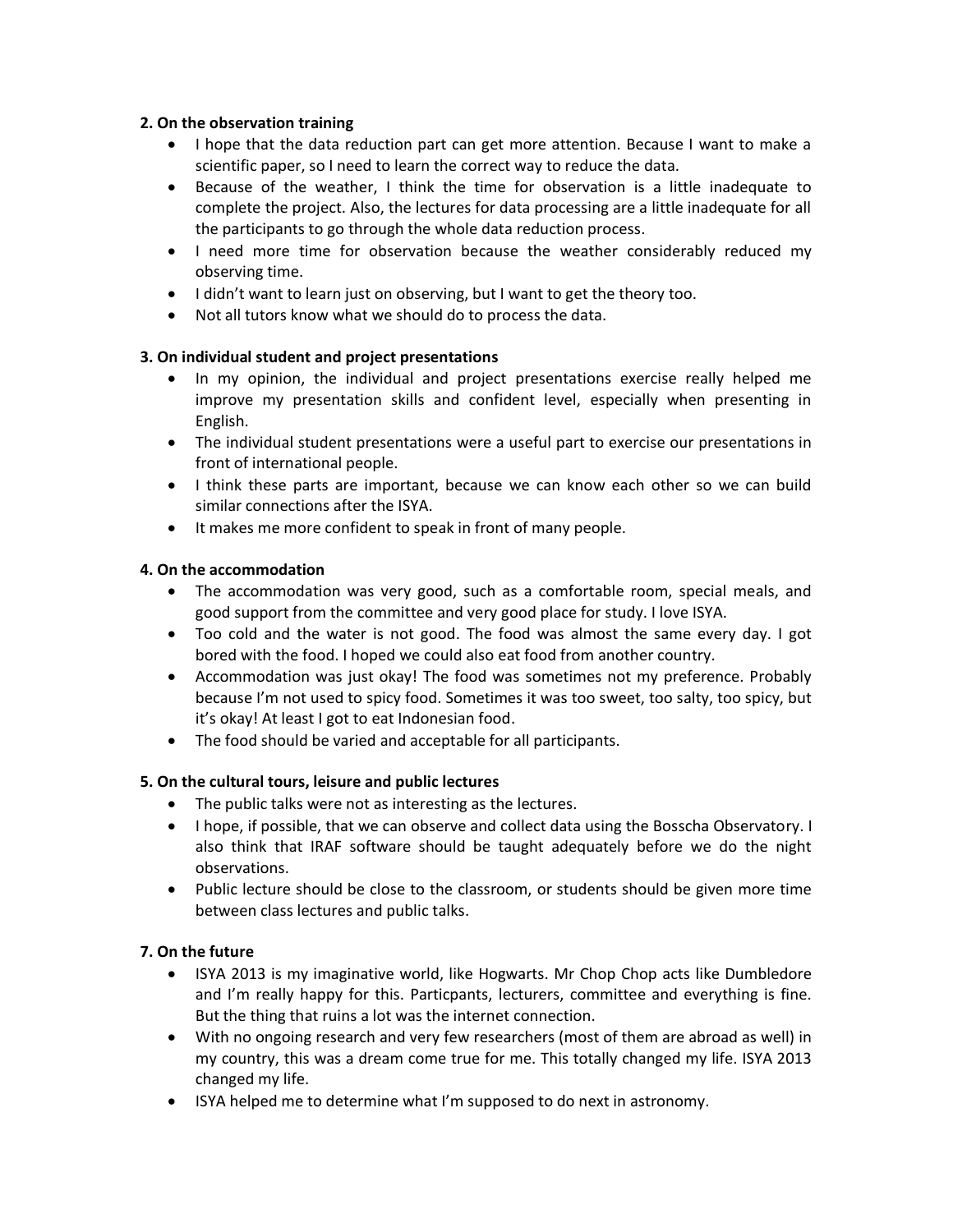**2. On the observation training**

- I hope that the data reduction part can get more attention. Because I want to make a scientific paper, so I need to learn the correct way to reduce the data.
- Because of the weather, I think the time for observation is a little inadequate to complete the project. Also, the lectures for data processing are a little inadequate for all the participants to go through the whole data reduction process.
- I need more time for observation because the weather considerably reduced my observing time.
- I didn't want to learn just on observing, but I want to get the theory too.
- Not all tutors know what we should do to process the data.

**3. On individual student and project presentations**

- In my opinion, the individual and project presentations exercise really helped me improve my presentation skills and confident level, especially when presenting in English.
- The individual student presentations were a useful part to exercise our presentations in front of international people.
- I think these parts are important, because we can know each other so we can build similar connections after the ISYA.
- It makes me more confident to speak in front of many people.

**4. On the accommodation**

- The accommodation was very good, such as a comfortable room, special meals, and good support from the committee and very good place for study. I love ISYA.
- Too cold and the water is not good. The food was almost the same every day. I got bored with the food. I hoped we could also eat food from another country.
- Accommodation was just okay! The food was sometimes not my preference. Probably because I'm not used to spicy food. Sometimes it was too sweet, too salty, too spicy, but it's okay! At least I got to eat Indonesian food.
- The food should be varied and acceptable for all participants.

**5. On the cultural tours, leisure and public lectures**

- The public talks were not as interesting as the lectures.
- I hope, if possible, that we can observe and collect data using the Bosscha Observatory. I also think that IRAF software should be taught adequately before we do the night observations.
- Public lecture should be close to the classroom, or students should be given more time between class lectures and public talks.

**7. On the future**

- ISYA 2013 is my imaginative world, like Hogwarts. Mr Chop Chop acts like Dumbledore and I'm really happy for this. Particpants, lecturers, committee and everything is fine. But the thing that ruins a lot was the internet connection.
- With no ongoing research and very few researchers (most of them are abroad as well) in my country, this was a dream come true for me. This totally changed my life. ISYA 2013 changed my life.
- ISYA helped me to determine what I'm supposed to do next in astronomy.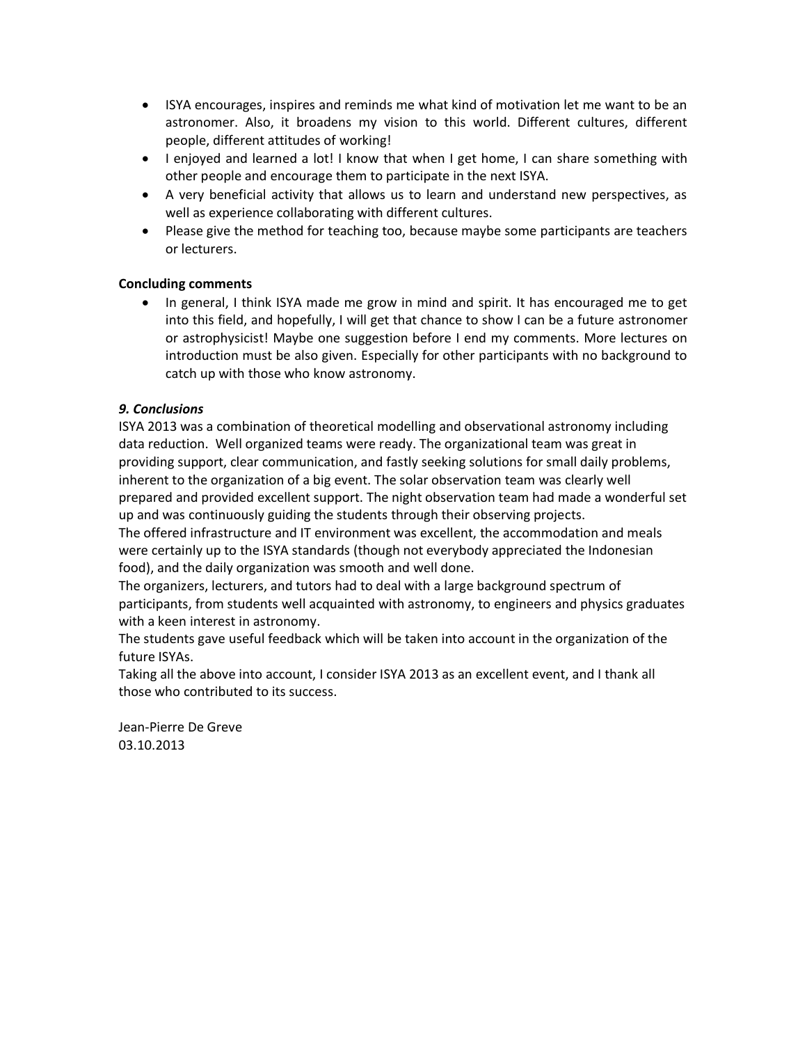- ISYA encourages, inspires and reminds me what kind of motivation let me want to be an astronomer. Also, it broadens my vision to this world. Different cultures, different people, different attitudes of working!
- I enjoyed and learned a lot! I know that when I get home, I can share something with other people and encourage them to participate in the next ISYA.
- A very beneficial activity that allows us to learn and understand new perspectives, as well as experience collaborating with different cultures.
- Please give the method for teaching too, because maybe some participants are teachers or lecturers.

**Concluding comments**

- In general, I think ISYA made me grow in mind and spirit. It has encouraged me to get into this field, and hopefully, I will get that chance to show I can be a future astronomer or astrophysicist! Maybe one suggestion before I end my comments. More lectures on introduction must be also given. Especially for other participants with no background to catch up with those who know astronomy.

***9. Conclusions***

ISYA 2013 was a combination of theoretical modelling and observational astronomy including data reduction. Well organized teams were ready. The organizational team was great in providing support, clear communication, and fastly seeking solutions for small daily problems, inherent to the organization of a big event. The solar observation team was clearly well prepared and provided excellent support. The night observation team had made a wonderful set up and was continuously guiding the students through their observing projects.
The offered infrastructure and IT environment was excellent, the accommodation and meals were certainly up to the ISYA standards (though not everybody appreciated the Indonesian food), and the daily organization was smooth and well done.
The organizers, lecturers, and tutors had to deal with a large background spectrum of participants, from students well acquainted with astronomy, to engineers and physics graduates with a keen interest in astronomy.
The students gave useful feedback which will be taken into account in the organization of the future ISYAs.
Taking all the above into account, I consider ISYA 2013 as an excellent event, and I thank all those who contributed to its success.

Jean-Pierre De Greve
03.10.2013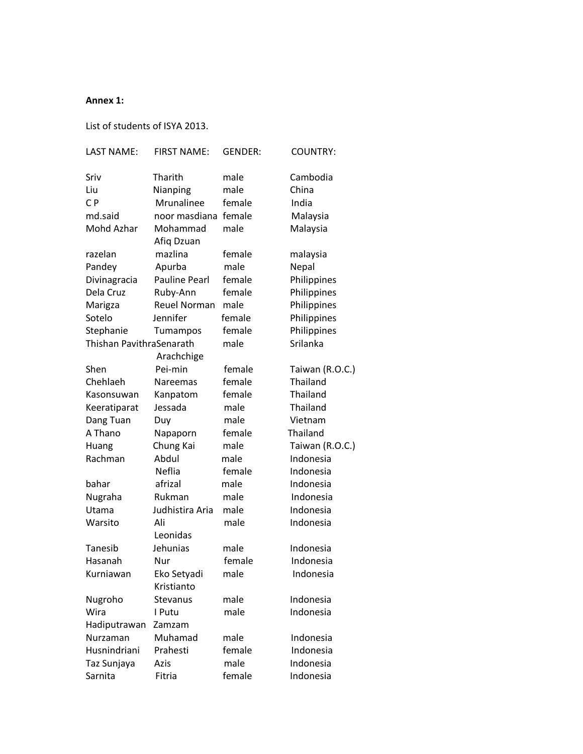**Annex 1:**

List of students of ISYA 2013.

| LAST NAME: | FIRST NAME: | GENDER: | COUNTRY: |
|---|---|---|---|
| Sriv | Tharith | male | Cambodia |
| Liu | Nianping | male | China |
| C P | Mrunalinee | female | India |
| md.said | noor masdiana | female | Malaysia |
| Mohd Azhar | Mohammad Afiq Dzuan | male | Malaysia |
| razelan | mazlina | female | malaysia |
| Pandey | Apurba | male | Nepal |
| Divinagracia | Pauline Pearl | female | Philippines |
| Dela Cruz | Ruby-Ann | female | Philippines |
| Marigza | Reuel Norman | male | Philippines |
| Sotelo | Jennifer | female | Philippines |
| Stephanie | Tumampos | female | Philippines |
| Thishan Pavithra | Senarath Arachchige | male | Srilanka |
| Shen | Pei-min | female | Taiwan (R.O.C.) |
| Chehlaeh | Nareemas | female | Thailand |
| Kasonsuwan | Kanpatom | female | Thailand |
| Keeratiparat | Jessada | male | Thailand |
| Dang Tuan | Duy | male | Vietnam |
| A Thano | Napaporn | female | Thailand |
| Huang | Chung Kai | male | Taiwan (R.O.C.) |
| Rachman | Abdul | male | Indonesia |
| | Neflia | female | Indonesia |
| bahar | afrizal | male | Indonesia |
| Nugraha | Rukman | male | Indonesia |
| Utama | Judhistira Aria | male | Indonesia |
| Warsito | Ali Leonidas | male | Indonesia |
| Tanesib | Jehunias | male | Indonesia |
| Hasanah | Nur | female | Indonesia |
| Kurniawan | Eko Setyadi Kristianto | male | Indonesia |
| Nugroho | Stevanus | male | Indonesia |
| Wira | I Putu | male | Indonesia |
| Hadiputrawan | Zamzam | | |
| Nurzaman | Muhamad | male | Indonesia |
| Husnindriani | Prahesti | female | Indonesia |
| Taz Sunjaya | Azis | male | Indonesia |
| Sarnita | Fitria | female | Indonesia |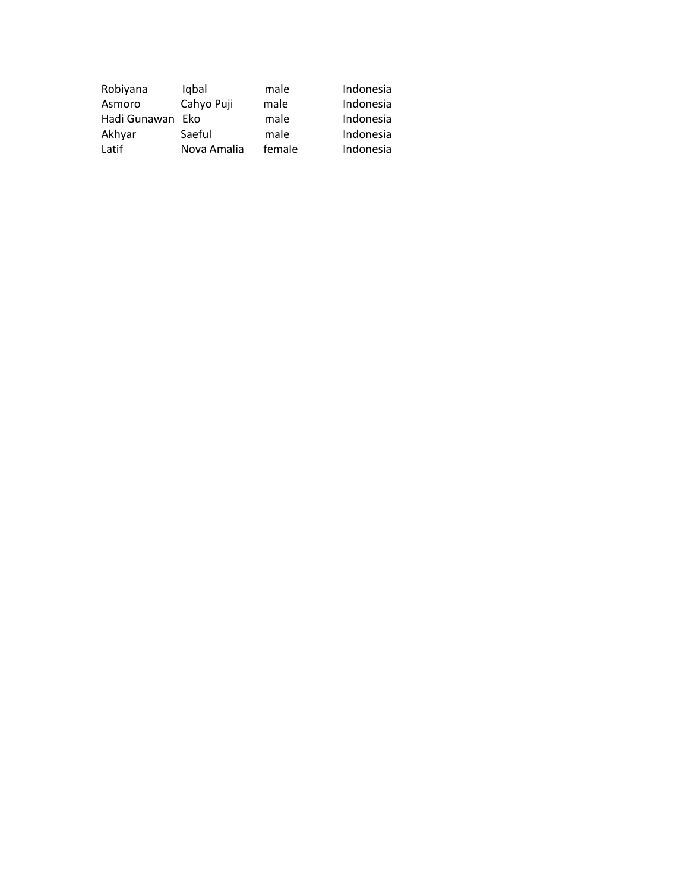| | | | |
|---|---|---|---|
| Robiyana | Iqbal | male | Indonesia |
| Asmoro | Cahyo Puji | male | Indonesia |
| Hadi Gunawan | Eko | male | Indonesia |
| Akhyar | Saeful | male | Indonesia |
| Latif | Nova Amalia | female | Indonesia |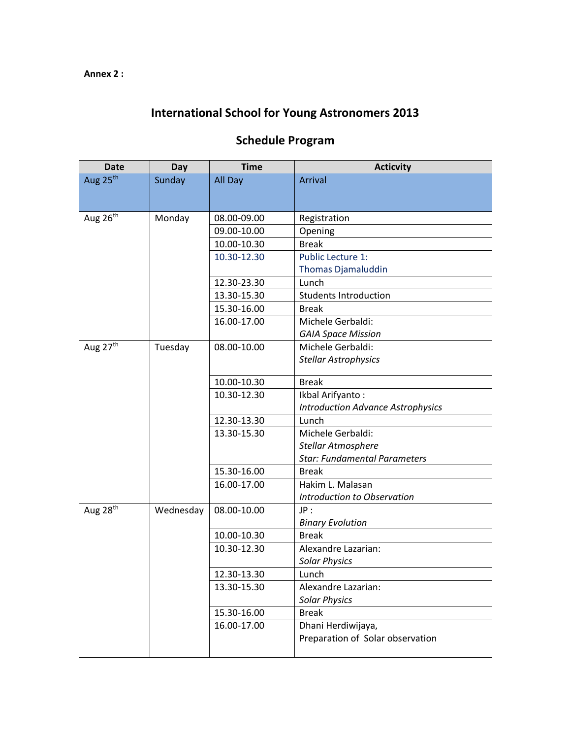**Annex 2 :**

# International School for Young Astronomers 2013

## Schedule Program

| Date | Day | Time | Acticvity |
|---|---|---|---|
| Aug 25th | Sunday | All Day | Arrival |
| Aug 26th | Monday | 08.00-09.00 | Registration |
| | | 09.00-10.00 | Opening |
| | | 10.00-10.30 | Break |
| | | 10.30-12.30 | Public Lecture 1: Thomas Djamaluddin |
| | | 12.30-23.30 | Lunch |
| | | 13.30-15.30 | Students Introduction |
| | | 15.30-16.00 | Break |
| | | 16.00-17.00 | Michele Gerbaldi: *GAIA Space Mission* |
| Aug 27th | Tuesday | 08.00-10.00 | Michele Gerbaldi: *Stellar Astrophysics* |
| | | 10.00-10.30 | Break |
| | | 10.30-12.30 | Ikbal Arifyanto : *Introduction Advance Astrophysics* |
| | | 12.30-13.30 | Lunch |
| | | 13.30-15.30 | Michele Gerbaldi: *Stellar Atmosphere* *Star: Fundamental Parameters* |
| | | 15.30-16.00 | Break |
| | | 16.00-17.00 | Hakim L. Malasan *Introduction to Observation* |
| Aug 28th | Wednesday | 08.00-10.00 | JP : *Binary Evolution* |
| | | 10.00-10.30 | Break |
| | | 10.30-12.30 | Alexandre Lazarian: *Solar Physics* |
| | | 12.30-13.30 | Lunch |
| | | 13.30-15.30 | Alexandre Lazarian: *Solar Physics* |
| | | 15.30-16.00 | Break |
| | | 16.00-17.00 | Dhani Herdiwijaya, Preparation of Solar observation |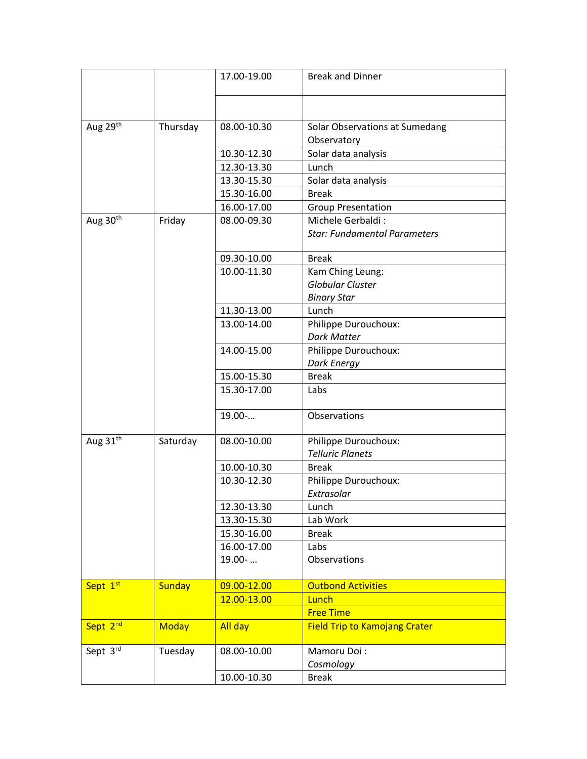|  |  |  |  |
|---|---|---|---|
|  |  | 17.00-19.00 | Break and Dinner |
|  |  |  |  |
| Aug 29th | Thursday | 08.00-10.30 | Solar Observations at Sumedang Observatory |
|  |  | 10.30-12.30 | Solar data analysis |
|  |  | 12.30-13.30 | Lunch |
|  |  | 13.30-15.30 | Solar data analysis |
|  |  | 15.30-16.00 | Break |
|  |  | 16.00-17.00 | Group Presentation |
| Aug 30th | Friday | 08.00-09.30 | Michele Gerbaldi : *Star: Fundamental Parameters* |
|  |  | 09.30-10.00 | Break |
|  |  | 10.00-11.30 | Kam Ching Leung: *Globular Cluster* *Binary Star* |
|  |  | 11.30-13.00 | Lunch |
|  |  | 13.00-14.00 | Philippe Durouchoux: *Dark Matter* |
|  |  | 14.00-15.00 | Philippe Durouchoux: *Dark Energy* |
|  |  | 15.00-15.30 | Break |
|  |  | 15.30-17.00 | Labs |
|  |  | 19.00-… | Observations |
| Aug 31th | Saturday | 08.00-10.00 | Philippe Durouchoux: *Telluric Planets* |
|  |  | 10.00-10.30 | Break |
|  |  | 10.30-12.30 | Philippe Durouchoux: *Extrasolar* |
|  |  | 12.30-13.30 | Lunch |
|  |  | 13.30-15.30 | Lab Work |
|  |  | 15.30-16.00 | Break |
|  |  | 16.00-17.00 19.00- … | Labs Observations |
| Sept 1st | Sunday | 09.00-12.00 | Outbond Activities |
|  |  | 12.00-13.00 | Lunch |
|  |  |  | Free Time |
| Sept 2nd | Moday | All day | Field Trip to Kamojang Crater |
| Sept 3rd | Tuesday | 08.00-10.00 | Mamoru Doi : *Cosmology* |
|  |  | 10.00-10.30 | Break |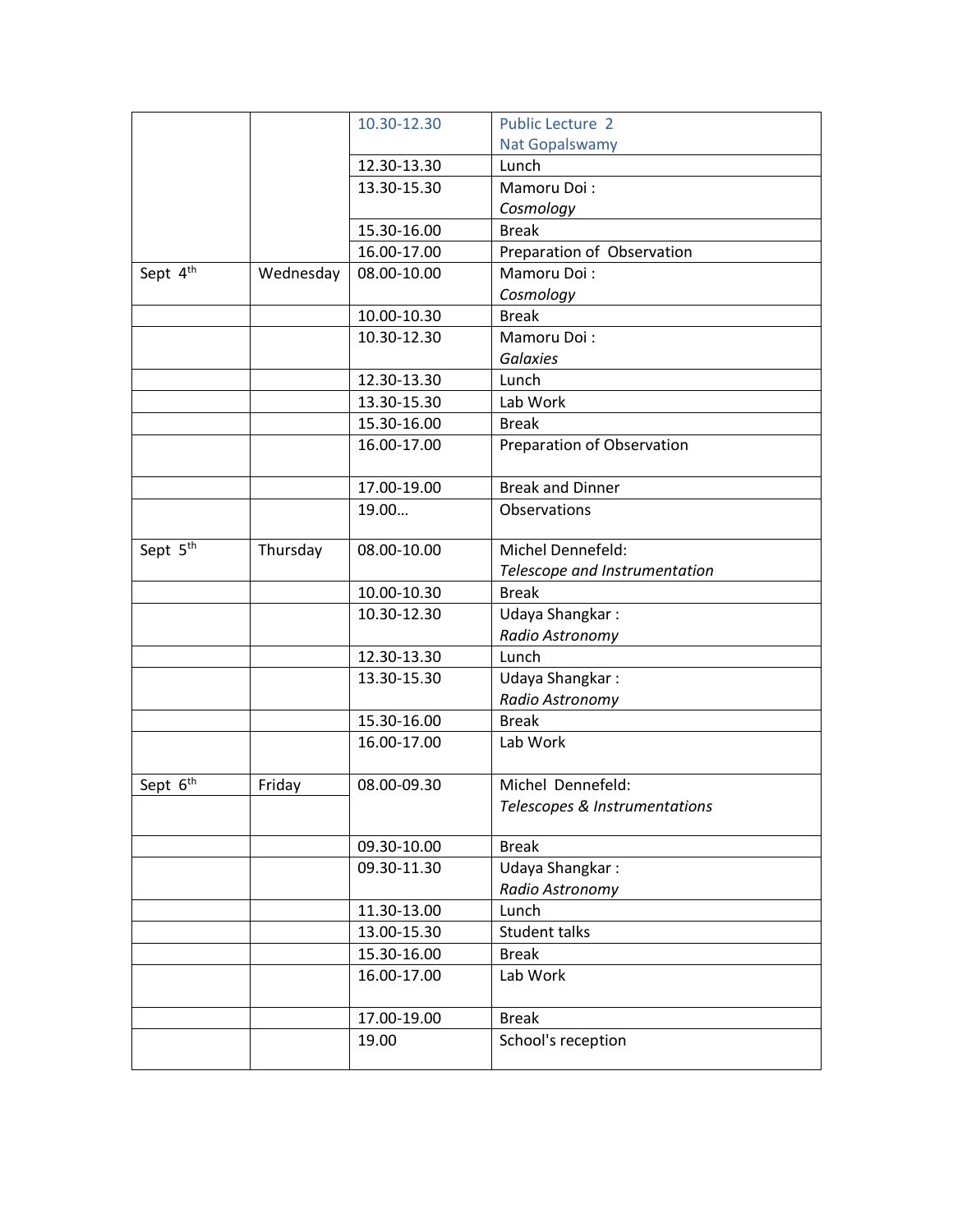| | | | |
|---|---|---|---|
| | | 10.30-12.30 | Public Lecture 2<br>Nat Gopalswamy |
| | | 12.30-13.30 | Lunch |
| | | 13.30-15.30 | Mamoru Doi :<br>*Cosmology* |
| | | 15.30-16.00 | Break |
| | | 16.00-17.00 | Preparation of Observation |
| Sept 4th | Wednesday | 08.00-10.00 | Mamoru Doi :<br>*Cosmology* |
| | | 10.00-10.30 | Break |
| | | 10.30-12.30 | Mamoru Doi :<br>*Galaxies* |
| | | 12.30-13.30 | Lunch |
| | | 13.30-15.30 | Lab Work |
| | | 15.30-16.00 | Break |
| | | 16.00-17.00 | Preparation of Observation |
| | | 17.00-19.00 | Break and Dinner |
| | | 19.00… | Observations |
| Sept 5th | Thursday | 08.00-10.00 | Michel Dennefeld:<br>*Telescope and Instrumentation* |
| | | 10.00-10.30 | Break |
| | | 10.30-12.30 | Udaya Shangkar :<br>*Radio Astronomy* |
| | | 12.30-13.30 | Lunch |
| | | 13.30-15.30 | Udaya Shangkar :<br>*Radio Astronomy* |
| | | 15.30-16.00 | Break |
| | | 16.00-17.00 | Lab Work |
| Sept 6th | Friday | 08.00-09.30 | Michel Dennefeld:<br>*Telescopes & Instrumentations* |
| | | 09.30-10.00 | Break |
| | | 09.30-11.30 | Udaya Shangkar :<br>*Radio Astronomy* |
| | | 11.30-13.00 | Lunch |
| | | 13.00-15.30 | Student talks |
| | | 15.30-16.00 | Break |
| | | 16.00-17.00 | Lab Work |
| | | 17.00-19.00 | Break |
| | | 19.00 | School's reception |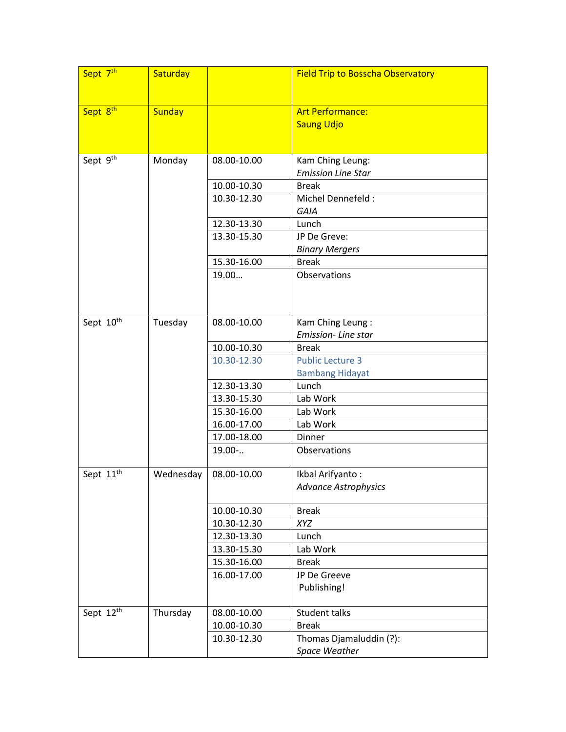| Sept 7th | Saturday | | Field Trip to Bosscha Observatory |
|---|---|---|---|
| Sept 8th | Sunday | | Art Performance: Saung Udjo |
| Sept 9th | Monday | 08.00-10.00 | Kam Ching Leung: *Emission Line Star* |
| | | 10.00-10.30 | Break |
| | | 10.30-12.30 | Michel Dennefeld : *GAIA* |
| | | 12.30-13.30 | Lunch |
| | | 13.30-15.30 | JP De Greve: *Binary Mergers* |
| | | 15.30-16.00 | Break |
| | | 19.00… | Observations |
| Sept 10th | Tuesday | 08.00-10.00 | Kam Ching Leung : *Emission- Line star* |
| | | 10.00-10.30 | Break |
| | | 10.30-12.30 | Public Lecture 3 Bambang Hidayat |
| | | 12.30-13.30 | Lunch |
| | | 13.30-15.30 | Lab Work |
| | | 15.30-16.00 | Lab Work |
| | | 16.00-17.00 | Lab Work |
| | | 17.00-18.00 | Dinner |
| | | 19.00-.. | Observations |
| Sept 11th | Wednesday | 08.00-10.00 | Ikbal Arifyanto : *Advance Astrophysics* |
| | | 10.00-10.30 | Break |
| | | 10.30-12.30 | *XYZ* |
| | | 12.30-13.30 | Lunch |
| | | 13.30-15.30 | Lab Work |
| | | 15.30-16.00 | Break |
| | | 16.00-17.00 | JP De Greeve Publishing! |
| Sept 12th | Thursday | 08.00-10.00 | Student talks |
| | | 10.00-10.30 | Break |
| | | 10.30-12.30 | Thomas Djamaluddin (?): *Space Weather* |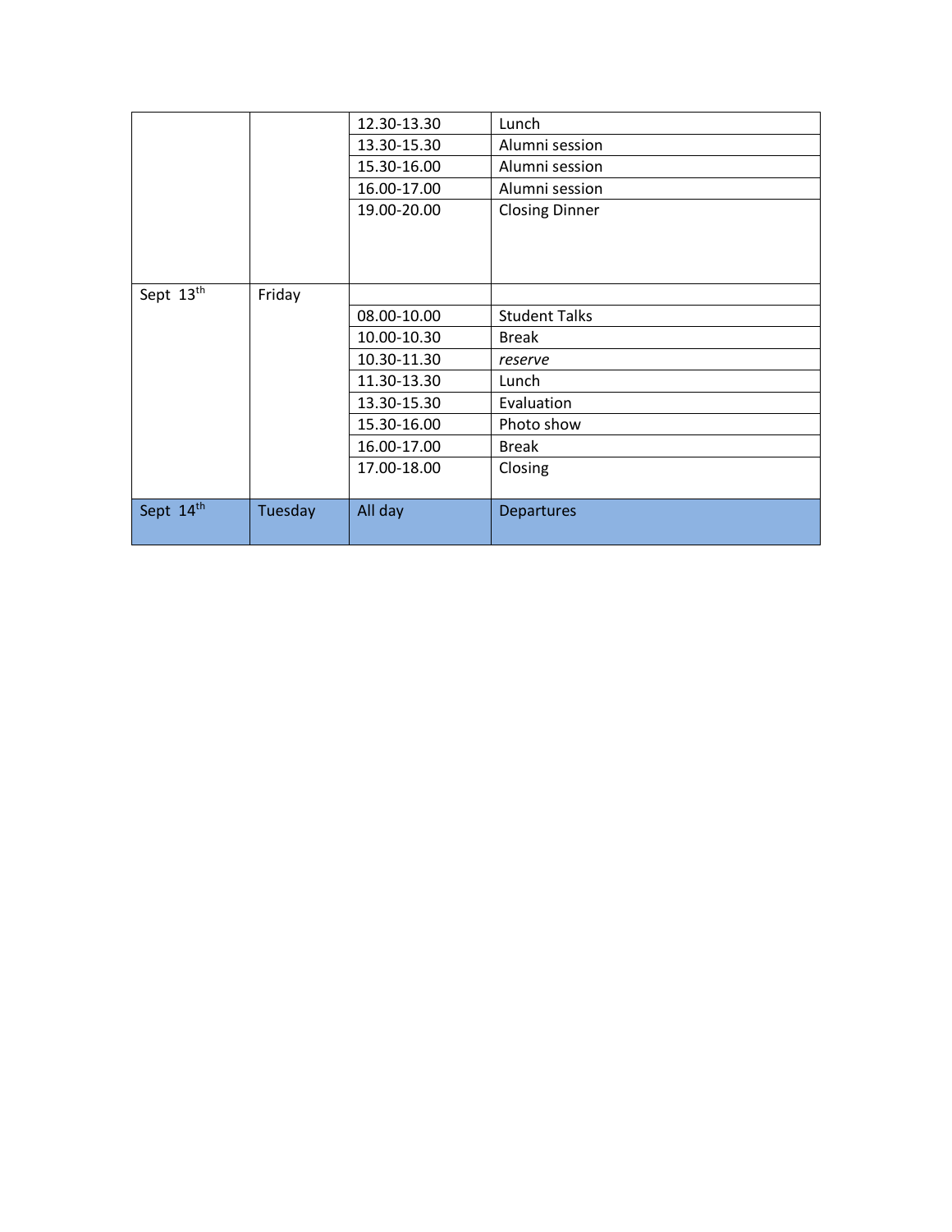| | | | |
|---|---|---|---|
| | | 12.30-13.30 | Lunch |
| | | 13.30-15.30 | Alumni session |
| | | 15.30-16.00 | Alumni session |
| | | 16.00-17.00 | Alumni session |
| | | 19.00-20.00 | Closing Dinner |
| Sept 13th | Friday | | |
| | | 08.00-10.00 | Student Talks |
| | | 10.00-10.30 | Break |
| | | 10.30-11.30 | *reserve* |
| | | 11.30-13.30 | Lunch |
| | | 13.30-15.30 | Evaluation |
| | | 15.30-16.00 | Photo show |
| | | 16.00-17.00 | Break |
| | | 17.00-18.00 | Closing |
| Sept 14th | Tuesday | All day | Departures |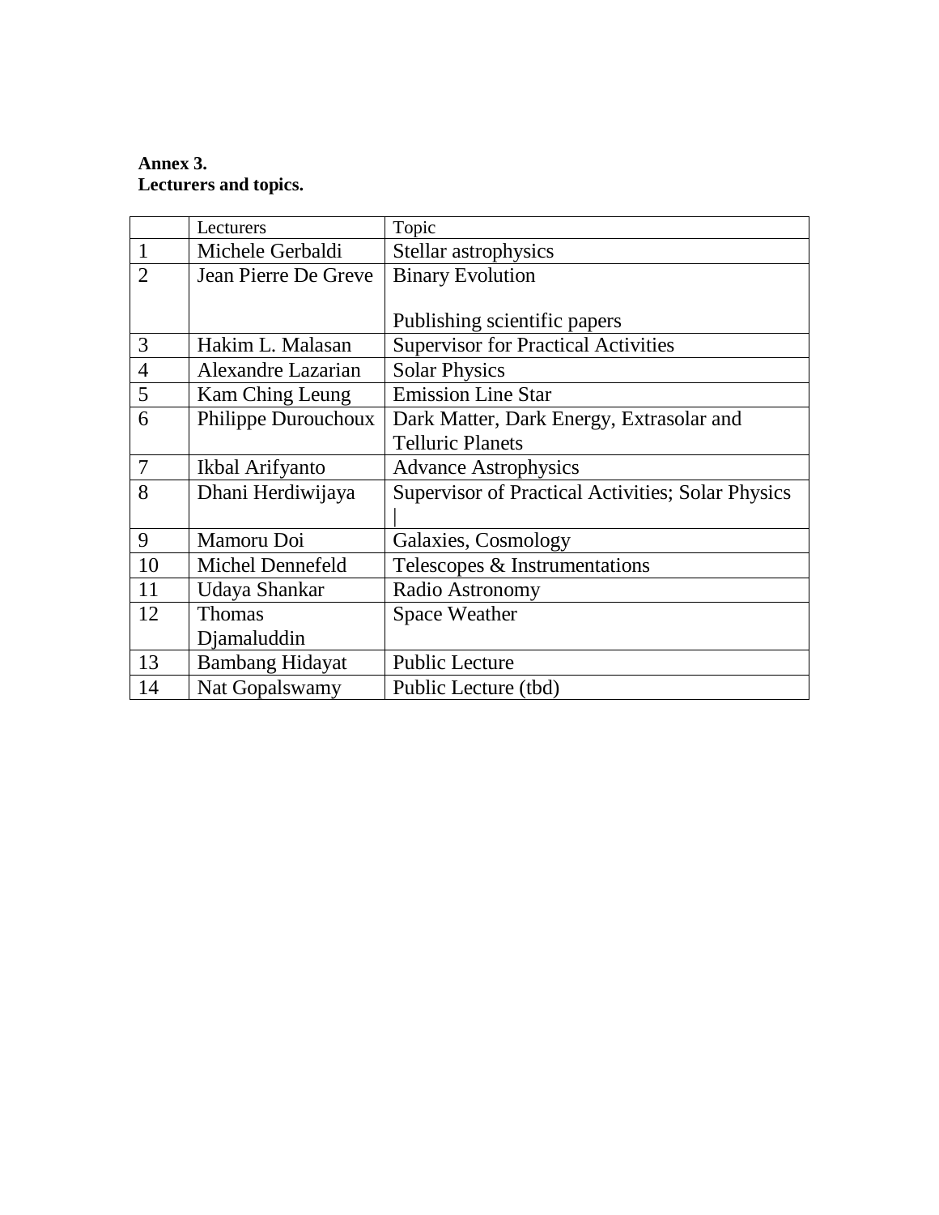**Annex 3.**
**Lecturers and topics.**

| | Lecturers | Topic |
|---|---|---|
| 1 | Michele Gerbaldi | Stellar astrophysics |
| 2 | Jean Pierre De Greve | Binary Evolution<br><br>Publishing scientific papers |
| 3 | Hakim L. Malasan | Supervisor for Practical Activities |
| 4 | Alexandre Lazarian | Solar Physics |
| 5 | Kam Ching Leung | Emission Line Star |
| 6 | Philippe Durouchoux | Dark Matter, Dark Energy, Extrasolar and Telluric Planets |
| 7 | Ikbal Arifyanto | Advance Astrophysics |
| 8 | Dhani Herdiwijaya | Supervisor of Practical Activities; Solar Physics |
| 9 | Mamoru Doi | Galaxies, Cosmology |
| 10 | Michel Dennefeld | Telescopes & Instrumentations |
| 11 | Udaya Shankar | Radio Astronomy |
| 12 | Thomas Djamaluddin | Space Weather |
| 13 | Bambang Hidayat | Public Lecture |
| 14 | Nat Gopalswamy | Public Lecture (tbd) |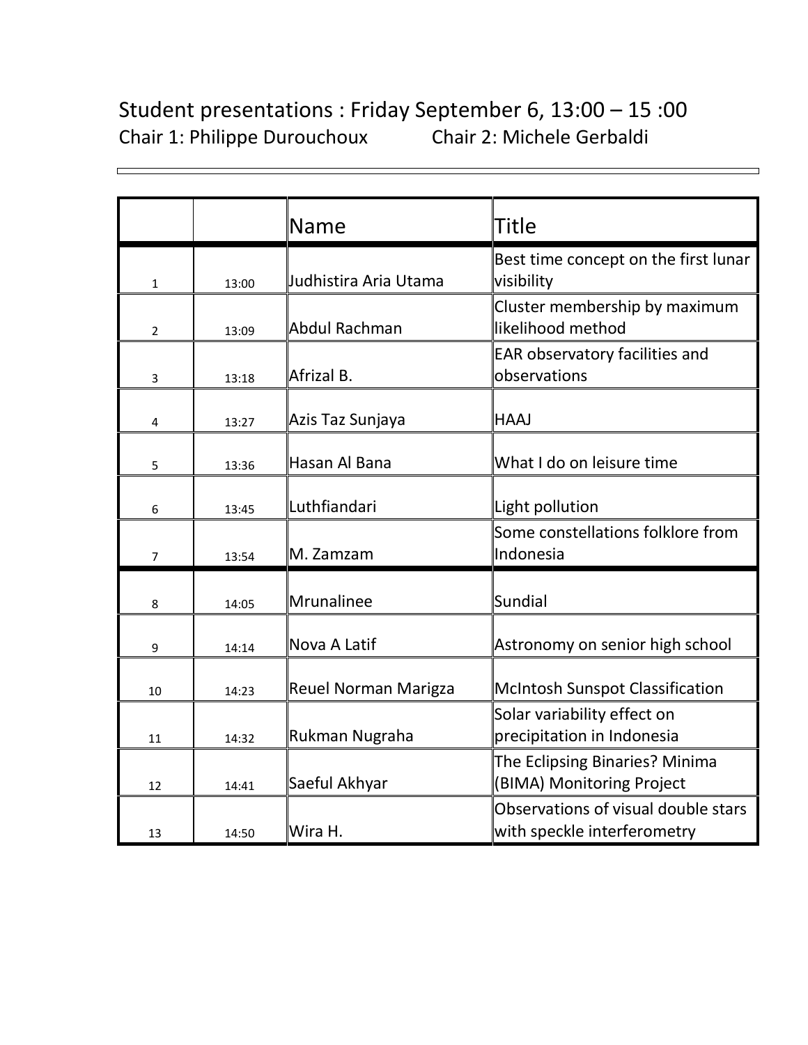Student presentations : Friday September 6, 13:00 – 15 :00

Chair 1: Philippe Durouchoux     Chair 2: Michele Gerbaldi

| | | Name | Title |
|---|---|---|---|
| 1 | 13:00 | Judhistira Aria Utama | Best time concept on the first lunar visibility |
| 2 | 13:09 | Abdul Rachman | Cluster membership by maximum likelihood method |
| 3 | 13:18 | Afrizal B. | EAR observatory facilities and observations |
| 4 | 13:27 | Azis Taz Sunjaya | HAAJ |
| 5 | 13:36 | Hasan Al Bana | What I do on leisure time |
| 6 | 13:45 | Luthfiandari | Light pollution |
| 7 | 13:54 | M. Zamzam | Some constellations folklore from Indonesia |
| 8 | 14:05 | Mrunalinee | Sundial |
| 9 | 14:14 | Nova A Latif | Astronomy on senior high school |
| 10 | 14:23 | Reuel Norman Marigza | McIntosh Sunspot Classification |
| 11 | 14:32 | Rukman Nugraha | Solar variability effect on precipitation in Indonesia |
| 12 | 14:41 | Saeful Akhyar | The Eclipsing Binaries? Minima (BIMA) Monitoring Project |
| 13 | 14:50 | Wira H. | Observations of visual double stars with speckle interferometry |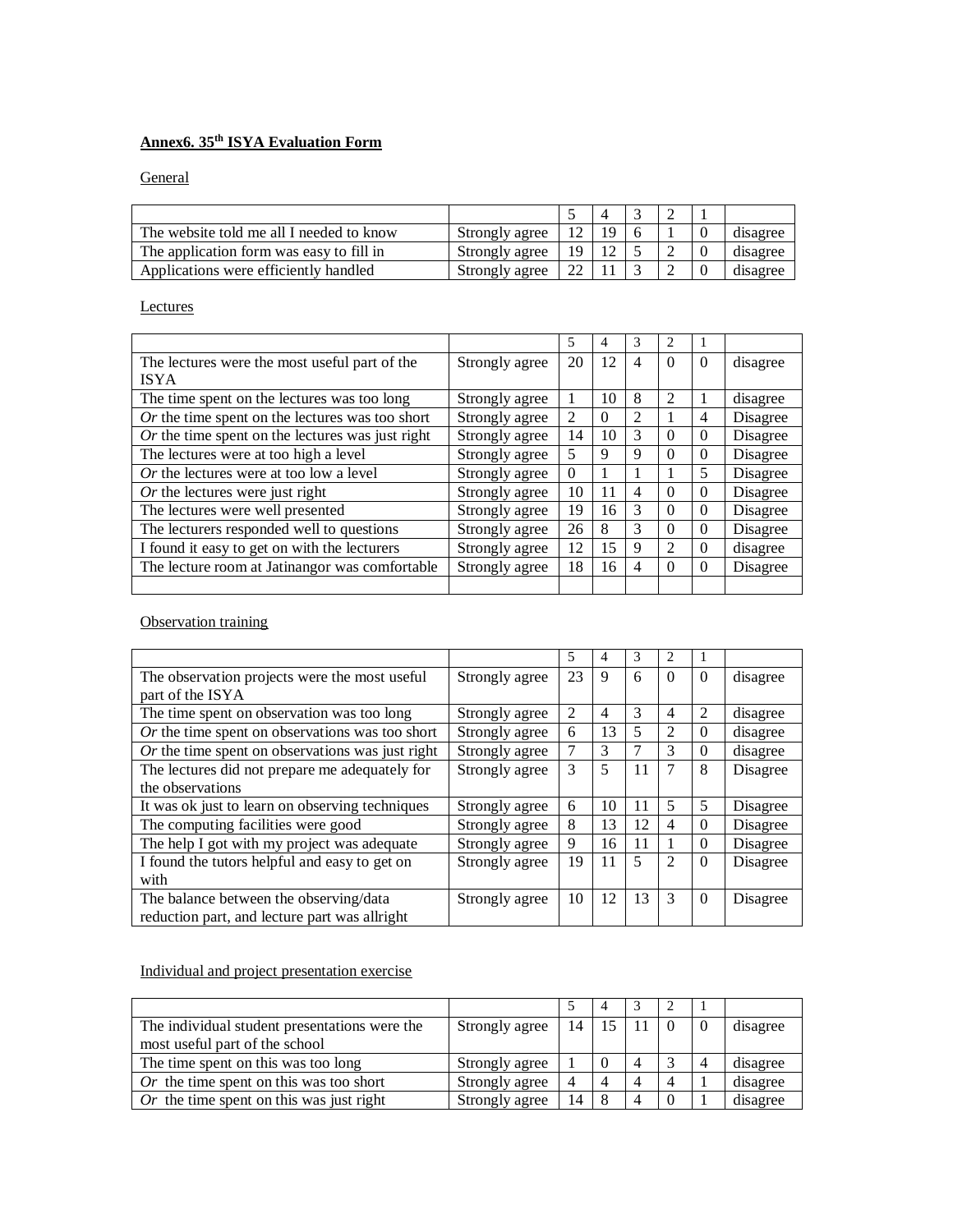**Annex6. 35th ISYA Evaluation Form**

General

| | | 5 | 4 | 3 | 2 | 1 | |
|---|---|---|---|---|---|---|---|
| The website told me all I needed to know | Strongly agree | 12 | 19 | 6 | 1 | 0 | disagree |
| The application form was easy to fill in | Strongly agree | 19 | 12 | 5 | 2 | 0 | disagree |
| Applications were efficiently handled | Strongly agree | 22 | 11 | 3 | 2 | 0 | disagree |

Lectures

| | | 5 | 4 | 3 | 2 | 1 | |
|---|---|---|---|---|---|---|---|
| The lectures were the most useful part of the ISYA | Strongly agree | 20 | 12 | 4 | 0 | 0 | disagree |
| The time spent on the lectures was too long | Strongly agree | 1 | 10 | 8 | 2 | 1 | disagree |
| *Or* the time spent on the lectures was too short | Strongly agree | 2 | 0 | 2 | 1 | 4 | Disagree |
| *Or* the time spent on the lectures was just right | Strongly agree | 14 | 10 | 3 | 0 | 0 | Disagree |
| The lectures were at too high a level | Strongly agree | 5 | 9 | 9 | 0 | 0 | Disagree |
| *Or* the lectures were at too low a level | Strongly agree | 0 | 1 | 1 | 1 | 5 | Disagree |
| *Or* the lectures were just right | Strongly agree | 10 | 11 | 4 | 0 | 0 | Disagree |
| The lectures were well presented | Strongly agree | 19 | 16 | 3 | 0 | 0 | Disagree |
| The lecturers responded well to questions | Strongly agree | 26 | 8 | 3 | 0 | 0 | Disagree |
| I found it easy to get on with the lecturers | Strongly agree | 12 | 15 | 9 | 2 | 0 | disagree |
| The lecture room at Jatinangor was comfortable | Strongly agree | 18 | 16 | 4 | 0 | 0 | Disagree |
| | | | | | | | |

Observation training

| | | 5 | 4 | 3 | 2 | 1 | |
|---|---|---|---|---|---|---|---|
| The observation projects were the most useful part of the ISYA | Strongly agree | 23 | 9 | 6 | 0 | 0 | disagree |
| The time spent on observation was too long | Strongly agree | 2 | 4 | 3 | 4 | 2 | disagree |
| *Or* the time spent on observations was too short | Strongly agree | 6 | 13 | 5 | 2 | 0 | disagree |
| *Or* the time spent on observations was just right | Strongly agree | 7 | 3 | 7 | 3 | 0 | disagree |
| The lectures did not prepare me adequately for the observations | Strongly agree | 3 | 5 | 11 | 7 | 8 | Disagree |
| It was ok just to learn on observing techniques | Strongly agree | 6 | 10 | 11 | 5 | 5 | Disagree |
| The computing facilities were good | Strongly agree | 8 | 13 | 12 | 4 | 0 | Disagree |
| The help I got with my project was adequate | Strongly agree | 9 | 16 | 11 | 1 | 0 | Disagree |
| I found the tutors helpful and easy to get on with | Strongly agree | 19 | 11 | 5 | 2 | 0 | Disagree |
| The balance between the observing/data reduction part, and lecture part was allright | Strongly agree | 10 | 12 | 13 | 3 | 0 | Disagree |

Individual and project presentation exercise

| | | 5 | 4 | 3 | 2 | 1 | |
|---|---|---|---|---|---|---|---|
| The individual student presentations were the most useful part of the school | Strongly agree | 14 | 15 | 11 | 0 | 0 | disagree |
| The time spent on this was too long | Strongly agree | 1 | 0 | 4 | 3 | 4 | disagree |
| *Or* the time spent on this was too short | Strongly agree | 4 | 4 | 4 | 4 | 1 | disagree |
| *Or* the time spent on this was just right | Strongly agree | 14 | 8 | 4 | 0 | 1 | disagree |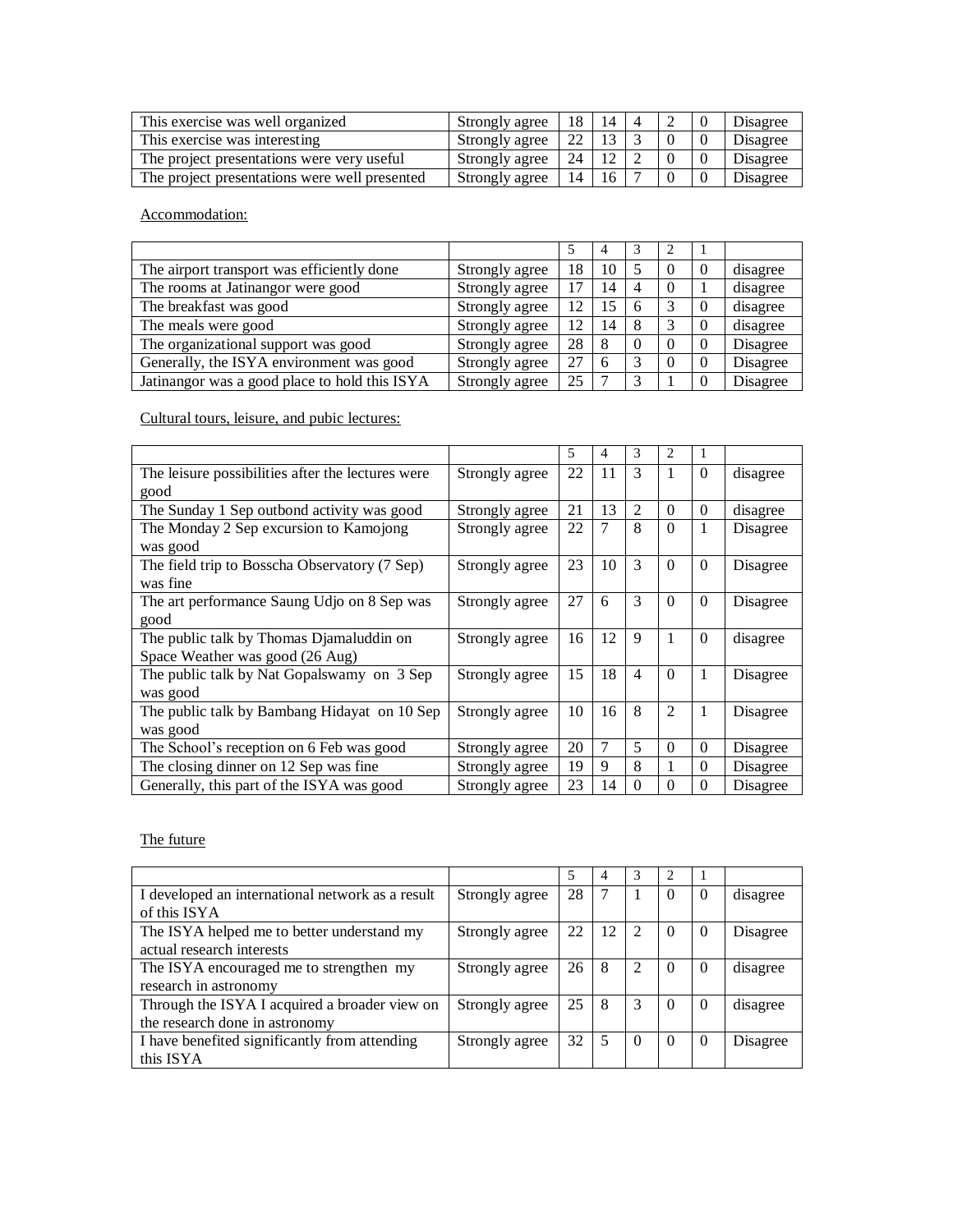| | | | | | | | |
|---|---|---|---|---|---|---|---|
| This exercise was well organized | Strongly agree | 18 | 14 | 4 | 2 | 0 | Disagree |
| This exercise was interesting | Strongly agree | 22 | 13 | 3 | 0 | 0 | Disagree |
| The project presentations were very useful | Strongly agree | 24 | 12 | 2 | 0 | 0 | Disagree |
| The project presentations were well presented | Strongly agree | 14 | 16 | 7 | 0 | 0 | Disagree |

Accommodation:

| | | 5 | 4 | 3 | 2 | 1 | |
|---|---|---|---|---|---|---|---|
| The airport transport was efficiently done | Strongly agree | 18 | 10 | 5 | 0 | 0 | disagree |
| The rooms at Jatinangor were good | Strongly agree | 17 | 14 | 4 | 0 | 1 | disagree |
| The breakfast was good | Strongly agree | 12 | 15 | 6 | 3 | 0 | disagree |
| The meals were good | Strongly agree | 12 | 14 | 8 | 3 | 0 | disagree |
| The organizational support was good | Strongly agree | 28 | 8 | 0 | 0 | 0 | Disagree |
| Generally, the ISYA environment was good | Strongly agree | 27 | 6 | 3 | 0 | 0 | Disagree |
| Jatinangor was a good place to hold this ISYA | Strongly agree | 25 | 7 | 3 | 1 | 0 | Disagree |

Cultural tours, leisure, and pubic lectures:

| | | 5 | 4 | 3 | 2 | 1 | |
|---|---|---|---|---|---|---|---|
| The leisure possibilities after the lectures were good | Strongly agree | 22 | 11 | 3 | 1 | 0 | disagree |
| The Sunday 1 Sep outbond activity was good | Strongly agree | 21 | 13 | 2 | 0 | 0 | disagree |
| The Monday 2 Sep excursion to Kamojong was good | Strongly agree | 22 | 7 | 8 | 0 | 1 | Disagree |
| The field trip to Bosscha Observatory (7 Sep) was fine | Strongly agree | 23 | 10 | 3 | 0 | 0 | Disagree |
| The art performance Saung Udjo on 8 Sep was good | Strongly agree | 27 | 6 | 3 | 0 | 0 | Disagree |
| The public talk by Thomas Djamaluddin on Space Weather was good (26 Aug) | Strongly agree | 16 | 12 | 9 | 1 | 0 | disagree |
| The public talk by Nat Gopalswamy on 3 Sep was good | Strongly agree | 15 | 18 | 4 | 0 | 1 | Disagree |
| The public talk by Bambang Hidayat on 10 Sep was good | Strongly agree | 10 | 16 | 8 | 2 | 1 | Disagree |
| The School's reception on 6 Feb was good | Strongly agree | 20 | 7 | 5 | 0 | 0 | Disagree |
| The closing dinner on 12 Sep was fine | Strongly agree | 19 | 9 | 8 | 1 | 0 | Disagree |
| Generally, this part of the ISYA was good | Strongly agree | 23 | 14 | 0 | 0 | 0 | Disagree |

The future

| | | 5 | 4 | 3 | 2 | 1 | |
|---|---|---|---|---|---|---|---|
| I developed an international network as a result of this ISYA | Strongly agree | 28 | 7 | 1 | 0 | 0 | disagree |
| The ISYA helped me to better understand my actual research interests | Strongly agree | 22 | 12 | 2 | 0 | 0 | Disagree |
| The ISYA encouraged me to strengthen my research in astronomy | Strongly agree | 26 | 8 | 2 | 0 | 0 | disagree |
| Through the ISYA I acquired a broader view on the research done in astronomy | Strongly agree | 25 | 8 | 3 | 0 | 0 | disagree |
| I have benefited significantly from attending this ISYA | Strongly agree | 32 | 5 | 0 | 0 | 0 | Disagree |